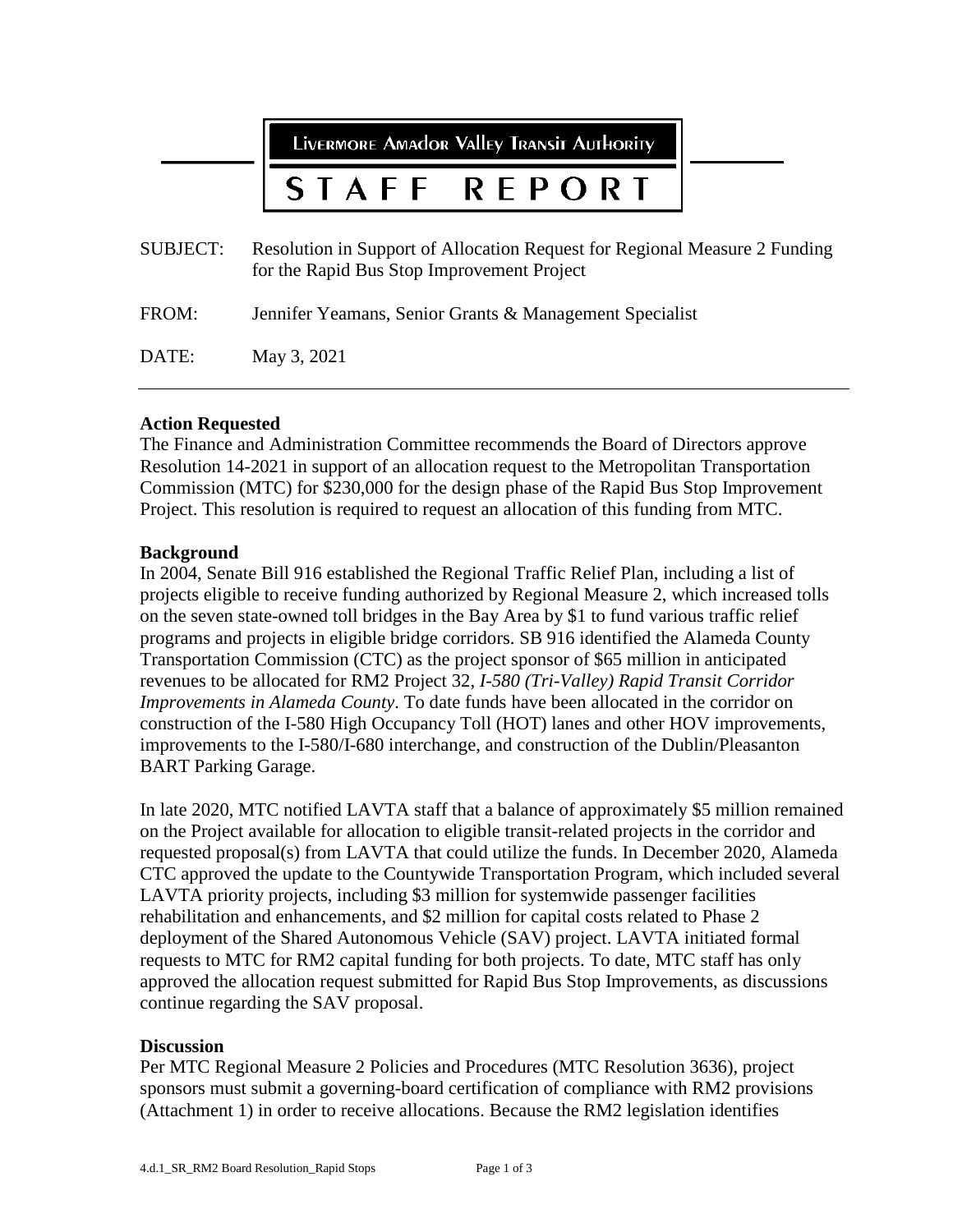# Livermore Amador Valley Transit Authority

# STAFF REPORT

SUBJECT: Resolution in Support of Allocation Request for Regional Measure 2 Funding for the Rapid Bus Stop Improvement Project

FROM: Jennifer Yeamans, Senior Grants & Management Specialist

DATE: May 3, 2021

---

**Action Requested**

The Finance and Administration Committee recommends the Board of Directors approve Resolution 14-2021 in support of an allocation request to the Metropolitan Transportation Commission (MTC) for $230,000 for the design phase of the Rapid Bus Stop Improvement Project. This resolution is required to request an allocation of this funding from MTC.

**Background**

In 2004, Senate Bill 916 established the Regional Traffic Relief Plan, including a list of projects eligible to receive funding authorized by Regional Measure 2, which increased tolls on the seven state-owned toll bridges in the Bay Area by $1 to fund various traffic relief programs and projects in eligible bridge corridors. SB 916 identified the Alameda County Transportation Commission (CTC) as the project sponsor of $65 million in anticipated revenues to be allocated for RM2 Project 32, *I-580 (Tri-Valley) Rapid Transit Corridor Improvements in Alameda County*. To date funds have been allocated in the corridor on construction of the I-580 High Occupancy Toll (HOT) lanes and other HOV improvements, improvements to the I-580/I-680 interchange, and construction of the Dublin/Pleasanton BART Parking Garage.

In late 2020, MTC notified LAVTA staff that a balance of approximately $5 million remained on the Project available for allocation to eligible transit-related projects in the corridor and requested proposal(s) from LAVTA that could utilize the funds. In December 2020, Alameda CTC approved the update to the Countywide Transportation Program, which included several LAVTA priority projects, including $3 million for systemwide passenger facilities rehabilitation and enhancements, and $2 million for capital costs related to Phase 2 deployment of the Shared Autonomous Vehicle (SAV) project. LAVTA initiated formal requests to MTC for RM2 capital funding for both projects. To date, MTC staff has only approved the allocation request submitted for Rapid Bus Stop Improvements, as discussions continue regarding the SAV proposal.

**Discussion**

Per MTC Regional Measure 2 Policies and Procedures (MTC Resolution 3636), project sponsors must submit a governing-board certification of compliance with RM2 provisions (Attachment 1) in order to receive allocations. Because the RM2 legislation identifies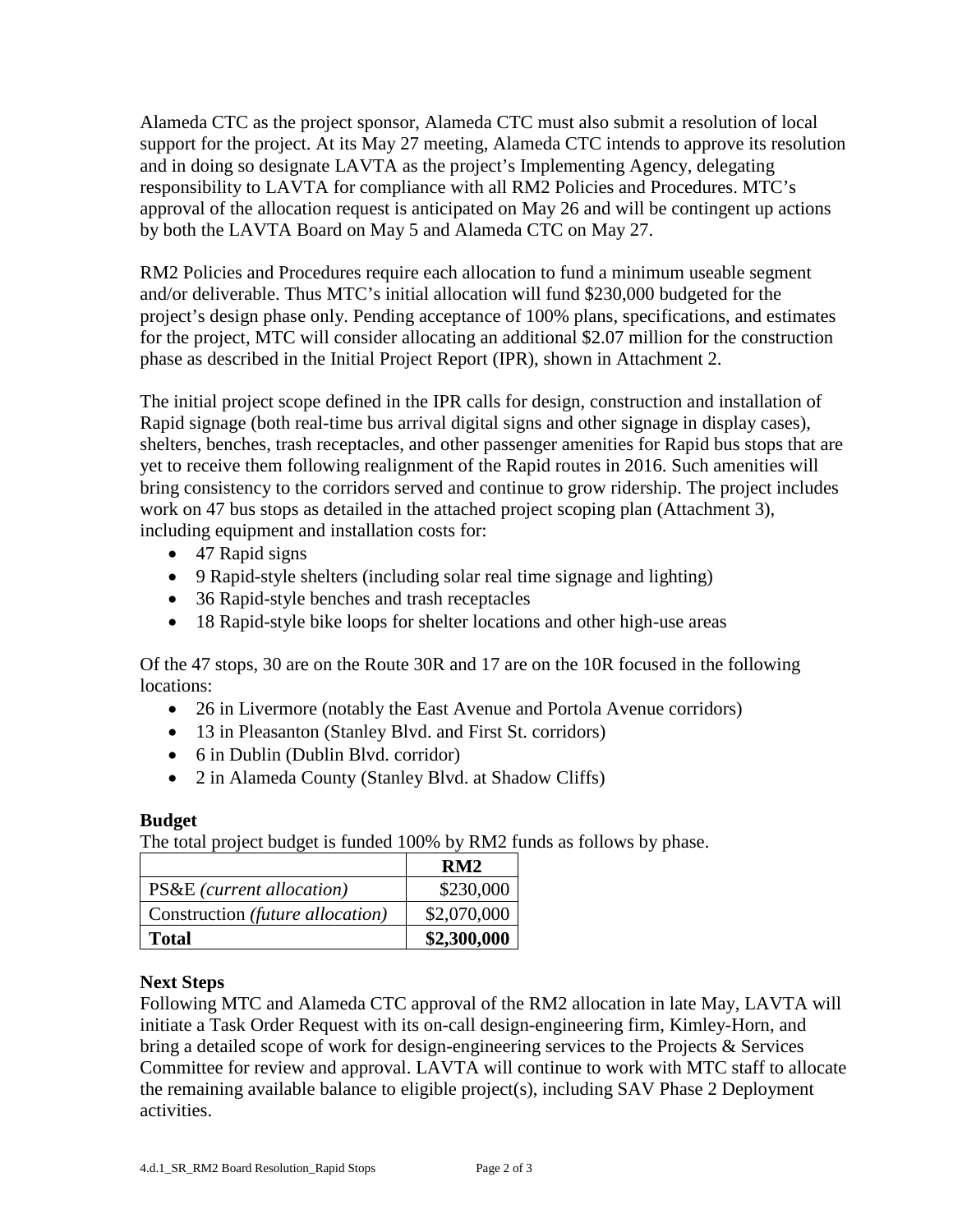Alameda CTC as the project sponsor, Alameda CTC must also submit a resolution of local support for the project. At its May 27 meeting, Alameda CTC intends to approve its resolution and in doing so designate LAVTA as the project's Implementing Agency, delegating responsibility to LAVTA for compliance with all RM2 Policies and Procedures. MTC's approval of the allocation request is anticipated on May 26 and will be contingent up actions by both the LAVTA Board on May 5 and Alameda CTC on May 27.

RM2 Policies and Procedures require each allocation to fund a minimum useable segment and/or deliverable. Thus MTC's initial allocation will fund $230,000 budgeted for the project's design phase only. Pending acceptance of 100% plans, specifications, and estimates for the project, MTC will consider allocating an additional $2.07 million for the construction phase as described in the Initial Project Report (IPR), shown in Attachment 2.

The initial project scope defined in the IPR calls for design, construction and installation of Rapid signage (both real-time bus arrival digital signs and other signage in display cases), shelters, benches, trash receptacles, and other passenger amenities for Rapid bus stops that are yet to receive them following realignment of the Rapid routes in 2016. Such amenities will bring consistency to the corridors served and continue to grow ridership. The project includes work on 47 bus stops as detailed in the attached project scoping plan (Attachment 3), including equipment and installation costs for:

- 47 Rapid signs
- 9 Rapid-style shelters (including solar real time signage and lighting)
- 36 Rapid-style benches and trash receptacles
- 18 Rapid-style bike loops for shelter locations and other high-use areas

Of the 47 stops, 30 are on the Route 30R and 17 are on the 10R focused in the following locations:

- 26 in Livermore (notably the East Avenue and Portola Avenue corridors)
- 13 in Pleasanton (Stanley Blvd. and First St. corridors)
- 6 in Dublin (Dublin Blvd. corridor)
- 2 in Alameda County (Stanley Blvd. at Shadow Cliffs)

**Budget**

The total project budget is funded 100% by RM2 funds as follows by phase.

| | **RM2** |
|---|---:|
| PS&E *(current allocation)* | $230,000 |
| Construction *(future allocation)* | $2,070,000 |
| **Total** | **$2,300,000** |

**Next Steps**

Following MTC and Alameda CTC approval of the RM2 allocation in late May, LAVTA will initiate a Task Order Request with its on-call design-engineering firm, Kimley-Horn, and bring a detailed scope of work for design-engineering services to the Projects & Services Committee for review and approval. LAVTA will continue to work with MTC staff to allocate the remaining available balance to eligible project(s), including SAV Phase 2 Deployment activities.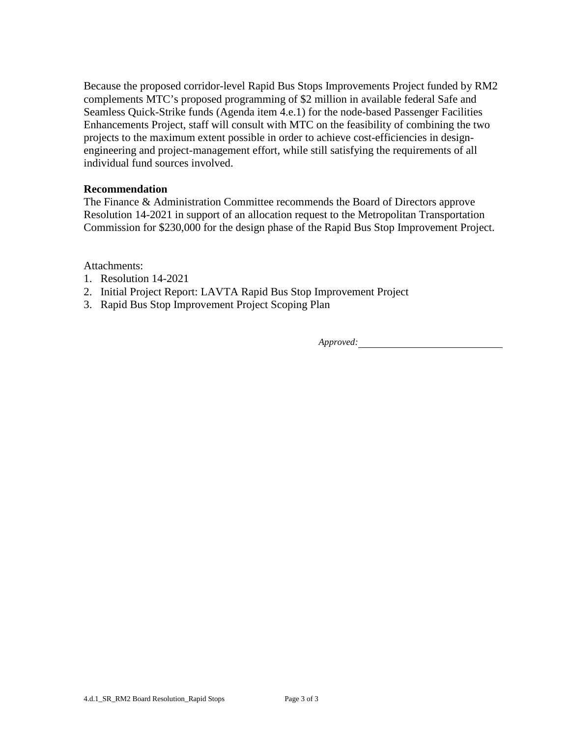Because the proposed corridor-level Rapid Bus Stops Improvements Project funded by RM2 complements MTC's proposed programming of $2 million in available federal Safe and Seamless Quick-Strike funds (Agenda item 4.e.1) for the node-based Passenger Facilities Enhancements Project, staff will consult with MTC on the feasibility of combining the two projects to the maximum extent possible in order to achieve cost-efficiencies in design-engineering and project-management effort, while still satisfying the requirements of all individual fund sources involved.

**Recommendation**

The Finance & Administration Committee recommends the Board of Directors approve Resolution 14-2021 in support of an allocation request to the Metropolitan Transportation Commission for $230,000 for the design phase of the Rapid Bus Stop Improvement Project.

Attachments:

1. Resolution 14-2021
2. Initial Project Report: LAVTA Rapid Bus Stop Improvement Project
3. Rapid Bus Stop Improvement Project Scoping Plan

*Approved:* ______________________________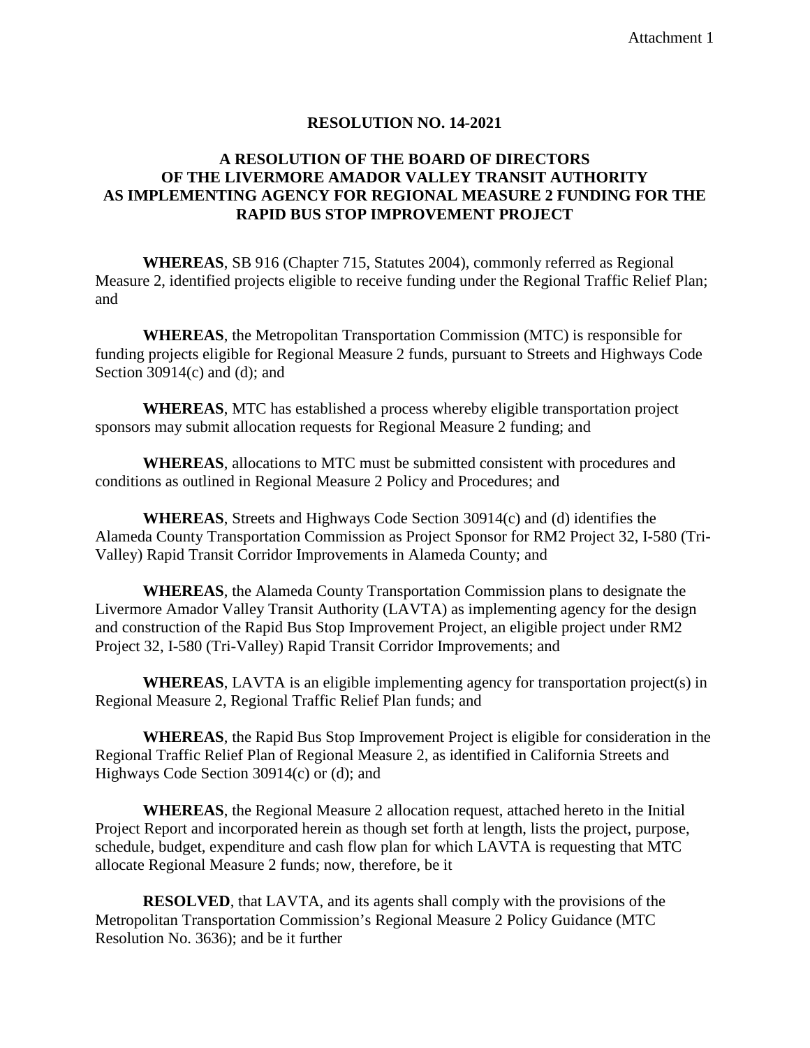Attachment 1

**RESOLUTION NO. 14-2021**

**A RESOLUTION OF THE BOARD OF DIRECTORS OF THE LIVERMORE AMADOR VALLEY TRANSIT AUTHORITY AS IMPLEMENTING AGENCY FOR REGIONAL MEASURE 2 FUNDING FOR THE RAPID BUS STOP IMPROVEMENT PROJECT**

**WHEREAS**, SB 916 (Chapter 715, Statutes 2004), commonly referred as Regional Measure 2, identified projects eligible to receive funding under the Regional Traffic Relief Plan; and

**WHEREAS**, the Metropolitan Transportation Commission (MTC) is responsible for funding projects eligible for Regional Measure 2 funds, pursuant to Streets and Highways Code Section 30914(c) and (d); and

**WHEREAS**, MTC has established a process whereby eligible transportation project sponsors may submit allocation requests for Regional Measure 2 funding; and

**WHEREAS**, allocations to MTC must be submitted consistent with procedures and conditions as outlined in Regional Measure 2 Policy and Procedures; and

**WHEREAS**, Streets and Highways Code Section 30914(c) and (d) identifies the Alameda County Transportation Commission as Project Sponsor for RM2 Project 32, I-580 (Tri-Valley) Rapid Transit Corridor Improvements in Alameda County; and

**WHEREAS**, the Alameda County Transportation Commission plans to designate the Livermore Amador Valley Transit Authority (LAVTA) as implementing agency for the design and construction of the Rapid Bus Stop Improvement Project, an eligible project under RM2 Project 32, I-580 (Tri-Valley) Rapid Transit Corridor Improvements; and

**WHEREAS**, LAVTA is an eligible implementing agency for transportation project(s) in Regional Measure 2, Regional Traffic Relief Plan funds; and

**WHEREAS**, the Rapid Bus Stop Improvement Project is eligible for consideration in the Regional Traffic Relief Plan of Regional Measure 2, as identified in California Streets and Highways Code Section 30914(c) or (d); and

**WHEREAS**, the Regional Measure 2 allocation request, attached hereto in the Initial Project Report and incorporated herein as though set forth at length, lists the project, purpose, schedule, budget, expenditure and cash flow plan for which LAVTA is requesting that MTC allocate Regional Measure 2 funds; now, therefore, be it

**RESOLVED**, that LAVTA, and its agents shall comply with the provisions of the Metropolitan Transportation Commission's Regional Measure 2 Policy Guidance (MTC Resolution No. 3636); and be it further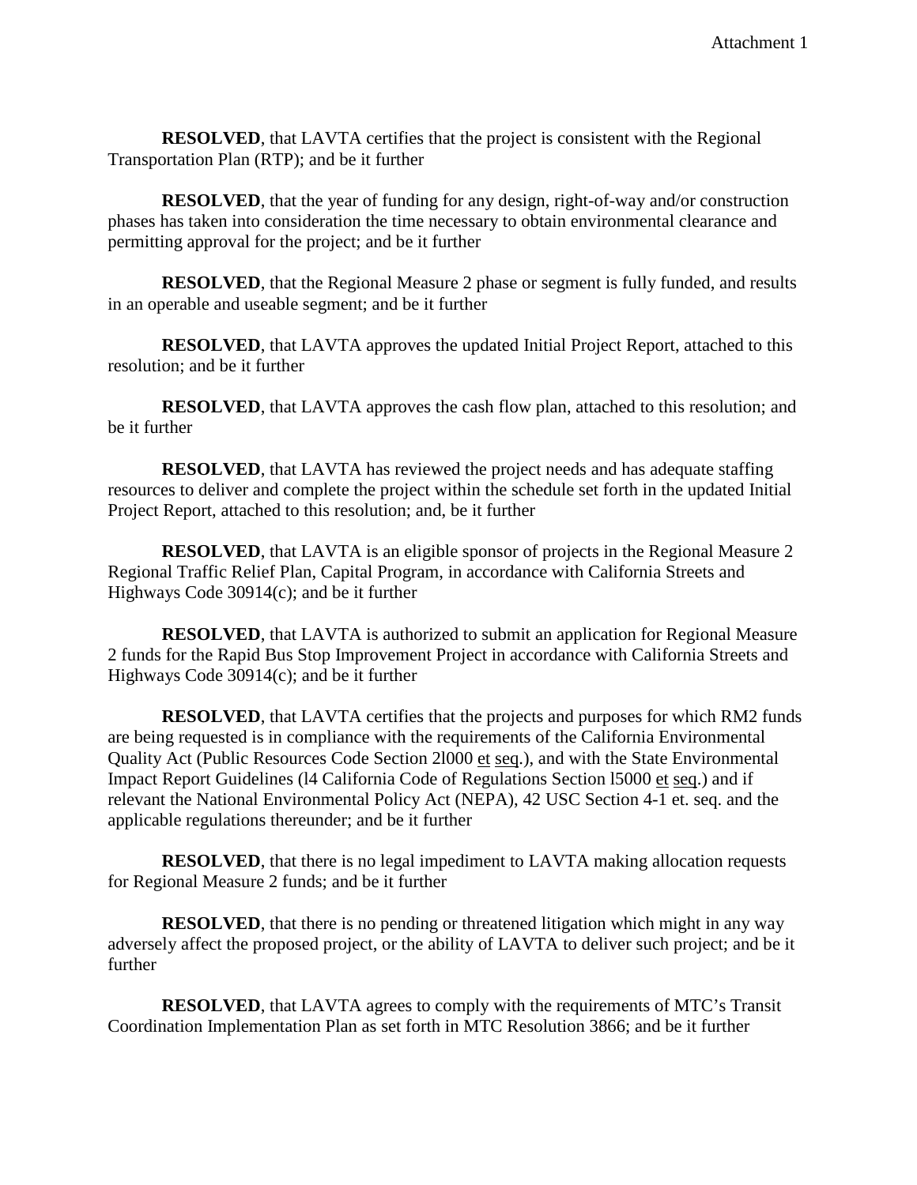Attachment 1

**RESOLVED**, that LAVTA certifies that the project is consistent with the Regional Transportation Plan (RTP); and be it further

**RESOLVED**, that the year of funding for any design, right-of-way and/or construction phases has taken into consideration the time necessary to obtain environmental clearance and permitting approval for the project; and be it further

**RESOLVED**, that the Regional Measure 2 phase or segment is fully funded, and results in an operable and useable segment; and be it further

**RESOLVED**, that LAVTA approves the updated Initial Project Report, attached to this resolution; and be it further

**RESOLVED**, that LAVTA approves the cash flow plan, attached to this resolution; and be it further

**RESOLVED**, that LAVTA has reviewed the project needs and has adequate staffing resources to deliver and complete the project within the schedule set forth in the updated Initial Project Report, attached to this resolution; and, be it further

**RESOLVED**, that LAVTA is an eligible sponsor of projects in the Regional Measure 2 Regional Traffic Relief Plan, Capital Program, in accordance with California Streets and Highways Code 30914(c); and be it further

**RESOLVED**, that LAVTA is authorized to submit an application for Regional Measure 2 funds for the Rapid Bus Stop Improvement Project in accordance with California Streets and Highways Code 30914(c); and be it further

**RESOLVED**, that LAVTA certifies that the projects and purposes for which RM2 funds are being requested is in compliance with the requirements of the California Environmental Quality Act (Public Resources Code Section 2l000 et seq.), and with the State Environmental Impact Report Guidelines (l4 California Code of Regulations Section l5000 et seq.) and if relevant the National Environmental Policy Act (NEPA), 42 USC Section 4-1 et. seq. and the applicable regulations thereunder; and be it further

**RESOLVED**, that there is no legal impediment to LAVTA making allocation requests for Regional Measure 2 funds; and be it further

**RESOLVED**, that there is no pending or threatened litigation which might in any way adversely affect the proposed project, or the ability of LAVTA to deliver such project; and be it further

**RESOLVED**, that LAVTA agrees to comply with the requirements of MTC's Transit Coordination Implementation Plan as set forth in MTC Resolution 3866; and be it further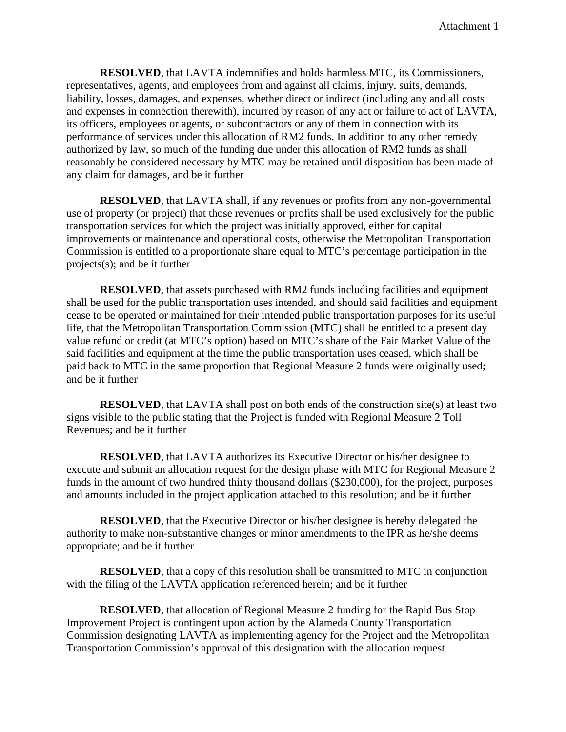Attachment 1

**RESOLVED**, that LAVTA indemnifies and holds harmless MTC, its Commissioners, representatives, agents, and employees from and against all claims, injury, suits, demands, liability, losses, damages, and expenses, whether direct or indirect (including any and all costs and expenses in connection therewith), incurred by reason of any act or failure to act of LAVTA, its officers, employees or agents, or subcontractors or any of them in connection with its performance of services under this allocation of RM2 funds. In addition to any other remedy authorized by law, so much of the funding due under this allocation of RM2 funds as shall reasonably be considered necessary by MTC may be retained until disposition has been made of any claim for damages, and be it further

**RESOLVED**, that LAVTA shall, if any revenues or profits from any non-governmental use of property (or project) that those revenues or profits shall be used exclusively for the public transportation services for which the project was initially approved, either for capital improvements or maintenance and operational costs, otherwise the Metropolitan Transportation Commission is entitled to a proportionate share equal to MTC's percentage participation in the projects(s); and be it further

**RESOLVED**, that assets purchased with RM2 funds including facilities and equipment shall be used for the public transportation uses intended, and should said facilities and equipment cease to be operated or maintained for their intended public transportation purposes for its useful life, that the Metropolitan Transportation Commission (MTC) shall be entitled to a present day value refund or credit (at MTC's option) based on MTC's share of the Fair Market Value of the said facilities and equipment at the time the public transportation uses ceased, which shall be paid back to MTC in the same proportion that Regional Measure 2 funds were originally used; and be it further

**RESOLVED**, that LAVTA shall post on both ends of the construction site(s) at least two signs visible to the public stating that the Project is funded with Regional Measure 2 Toll Revenues; and be it further

**RESOLVED**, that LAVTA authorizes its Executive Director or his/her designee to execute and submit an allocation request for the design phase with MTC for Regional Measure 2 funds in the amount of two hundred thirty thousand dollars ($230,000), for the project, purposes and amounts included in the project application attached to this resolution; and be it further

**RESOLVED**, that the Executive Director or his/her designee is hereby delegated the authority to make non-substantive changes or minor amendments to the IPR as he/she deems appropriate; and be it further

**RESOLVED**, that a copy of this resolution shall be transmitted to MTC in conjunction with the filing of the LAVTA application referenced herein; and be it further

**RESOLVED**, that allocation of Regional Measure 2 funding for the Rapid Bus Stop Improvement Project is contingent upon action by the Alameda County Transportation Commission designating LAVTA as implementing agency for the Project and the Metropolitan Transportation Commission's approval of this designation with the allocation request.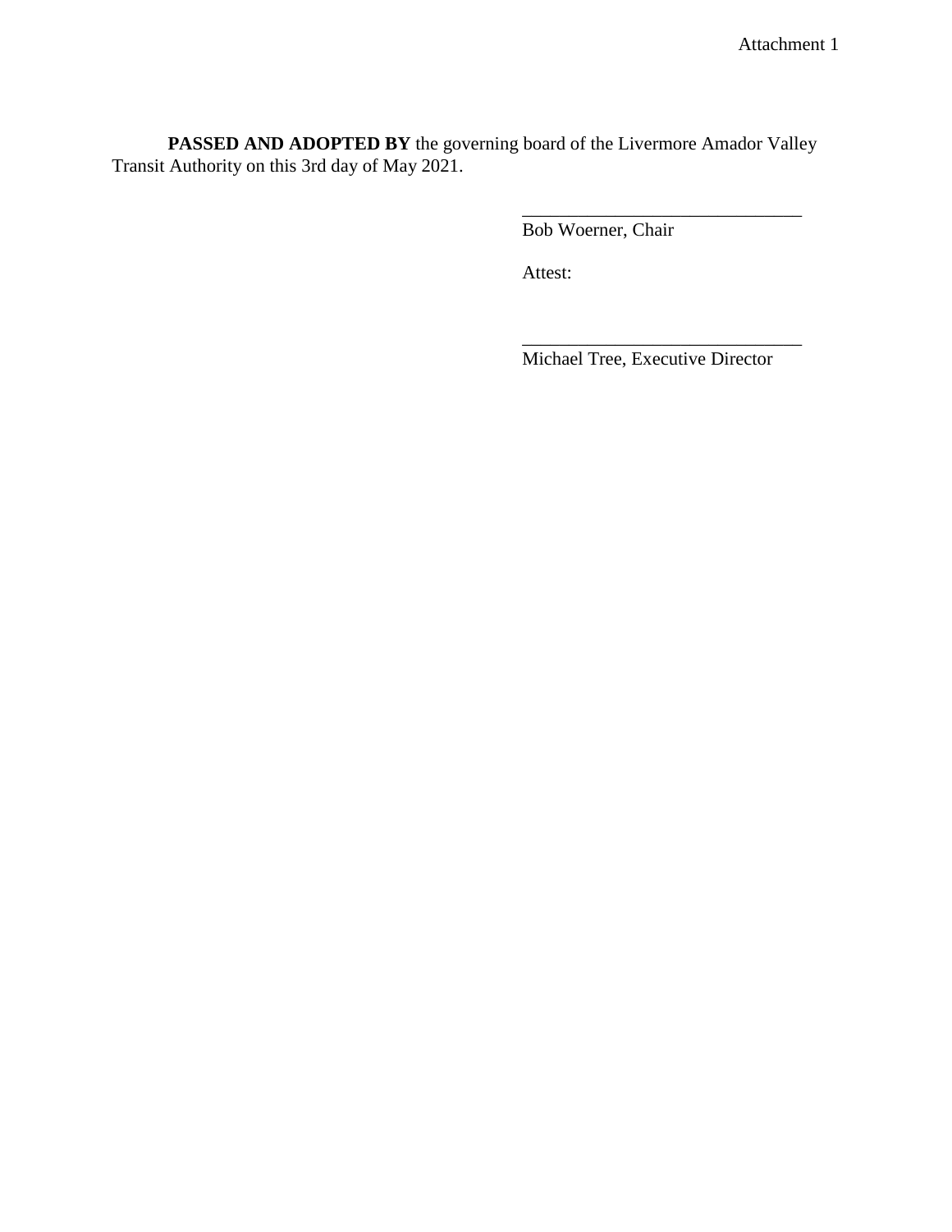Attachment 1

**PASSED AND ADOPTED BY** the governing board of the Livermore Amador Valley Transit Authority on this 3rd day of May 2021.

______________________________
Bob Woerner, Chair

Attest:

______________________________
Michael Tree, Executive Director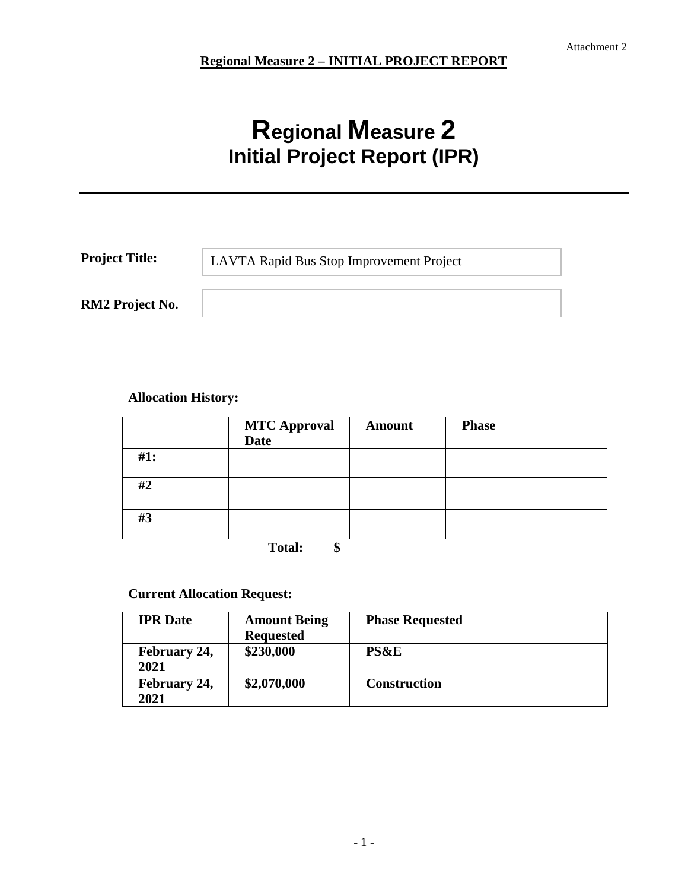Attachment 2

**Regional Measure 2 – INITIAL PROJECT REPORT**

# Regional Measure 2
## Initial Project Report (IPR)

| | |
|---|---|
| **Project Title:** | LAVTA Rapid Bus Stop Improvement Project |
| **RM2 Project No.** | |

**Allocation History:**

| | MTC Approval Date | Amount | Phase |
|---|---|---|---|
| #1: | | | |
| #2 | | | |
| #3 | | | |
| | **Total:** | **$** | |

**Current Allocation Request:**

| IPR Date | Amount Being Requested | Phase Requested |
|---|---|---|
| **February 24, 2021** | **$230,000** | **PS&E** |
| **February 24, 2021** | **$2,070,000** | **Construction** |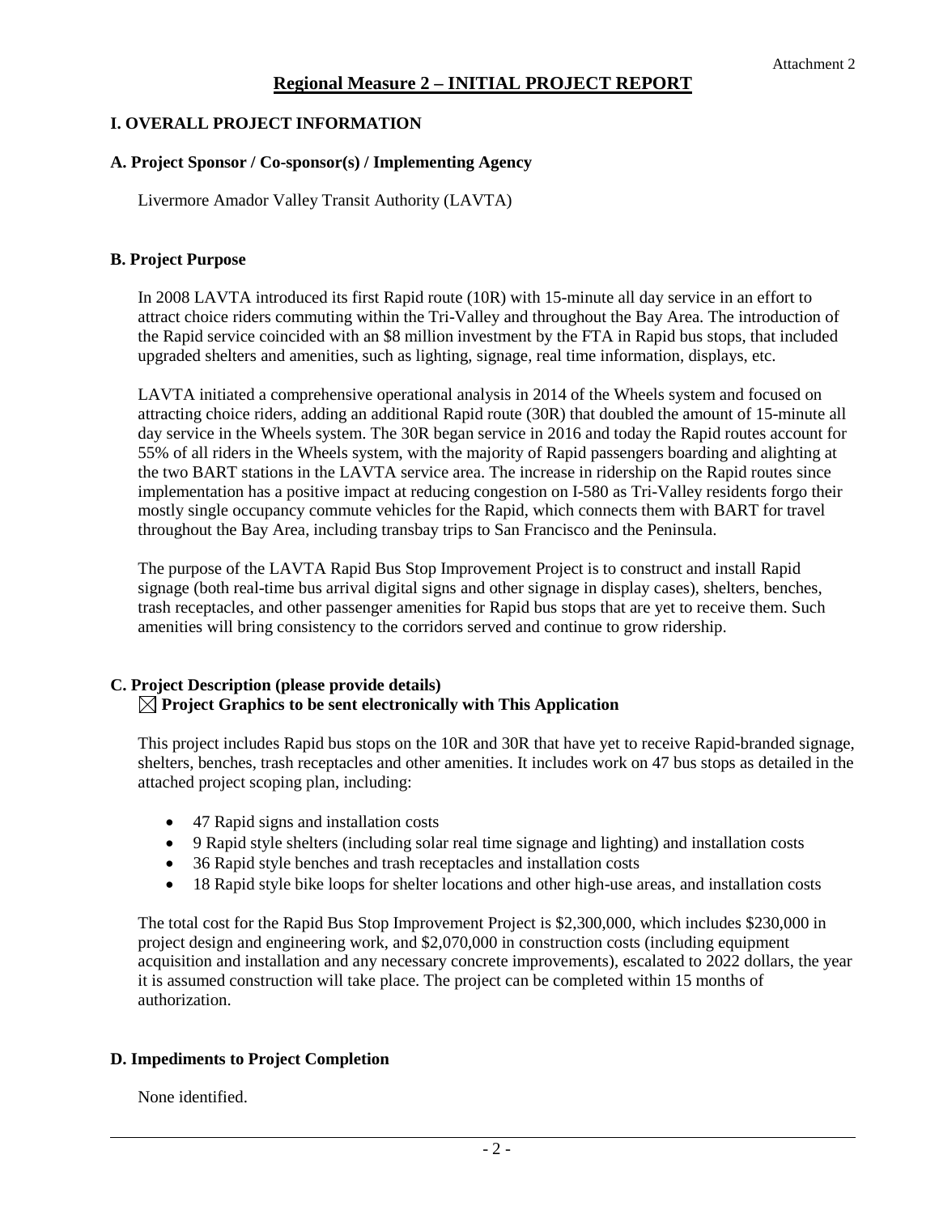Attachment 2

# Regional Measure 2 – INITIAL PROJECT REPORT

## I. OVERALL PROJECT INFORMATION

### A. Project Sponsor / Co-sponsor(s) / Implementing Agency

Livermore Amador Valley Transit Authority (LAVTA)

### B. Project Purpose

In 2008 LAVTA introduced its first Rapid route (10R) with 15-minute all day service in an effort to attract choice riders commuting within the Tri-Valley and throughout the Bay Area. The introduction of the Rapid service coincided with an $8 million investment by the FTA in Rapid bus stops, that included upgraded shelters and amenities, such as lighting, signage, real time information, displays, etc.

LAVTA initiated a comprehensive operational analysis in 2014 of the Wheels system and focused on attracting choice riders, adding an additional Rapid route (30R) that doubled the amount of 15-minute all day service in the Wheels system. The 30R began service in 2016 and today the Rapid routes account for 55% of all riders in the Wheels system, with the majority of Rapid passengers boarding and alighting at the two BART stations in the LAVTA service area. The increase in ridership on the Rapid routes since implementation has a positive impact at reducing congestion on I-580 as Tri-Valley residents forgo their mostly single occupancy commute vehicles for the Rapid, which connects them with BART for travel throughout the Bay Area, including transbay trips to San Francisco and the Peninsula.

The purpose of the LAVTA Rapid Bus Stop Improvement Project is to construct and install Rapid signage (both real-time bus arrival digital signs and other signage in display cases), shelters, benches, trash receptacles, and other passenger amenities for Rapid bus stops that are yet to receive them. Such amenities will bring consistency to the corridors served and continue to grow ridership.

### C. Project Description (please provide details)

☒ **Project Graphics to be sent electronically with This Application**

This project includes Rapid bus stops on the 10R and 30R that have yet to receive Rapid-branded signage, shelters, benches, trash receptacles and other amenities. It includes work on 47 bus stops as detailed in the attached project scoping plan, including:

- 47 Rapid signs and installation costs
- 9 Rapid style shelters (including solar real time signage and lighting) and installation costs
- 36 Rapid style benches and trash receptacles and installation costs
- 18 Rapid style bike loops for shelter locations and other high-use areas, and installation costs

The total cost for the Rapid Bus Stop Improvement Project is $2,300,000, which includes $230,000 in project design and engineering work, and $2,070,000 in construction costs (including equipment acquisition and installation and any necessary concrete improvements), escalated to 2022 dollars, the year it is assumed construction will take place. The project can be completed within 15 months of authorization.

### D. Impediments to Project Completion

None identified.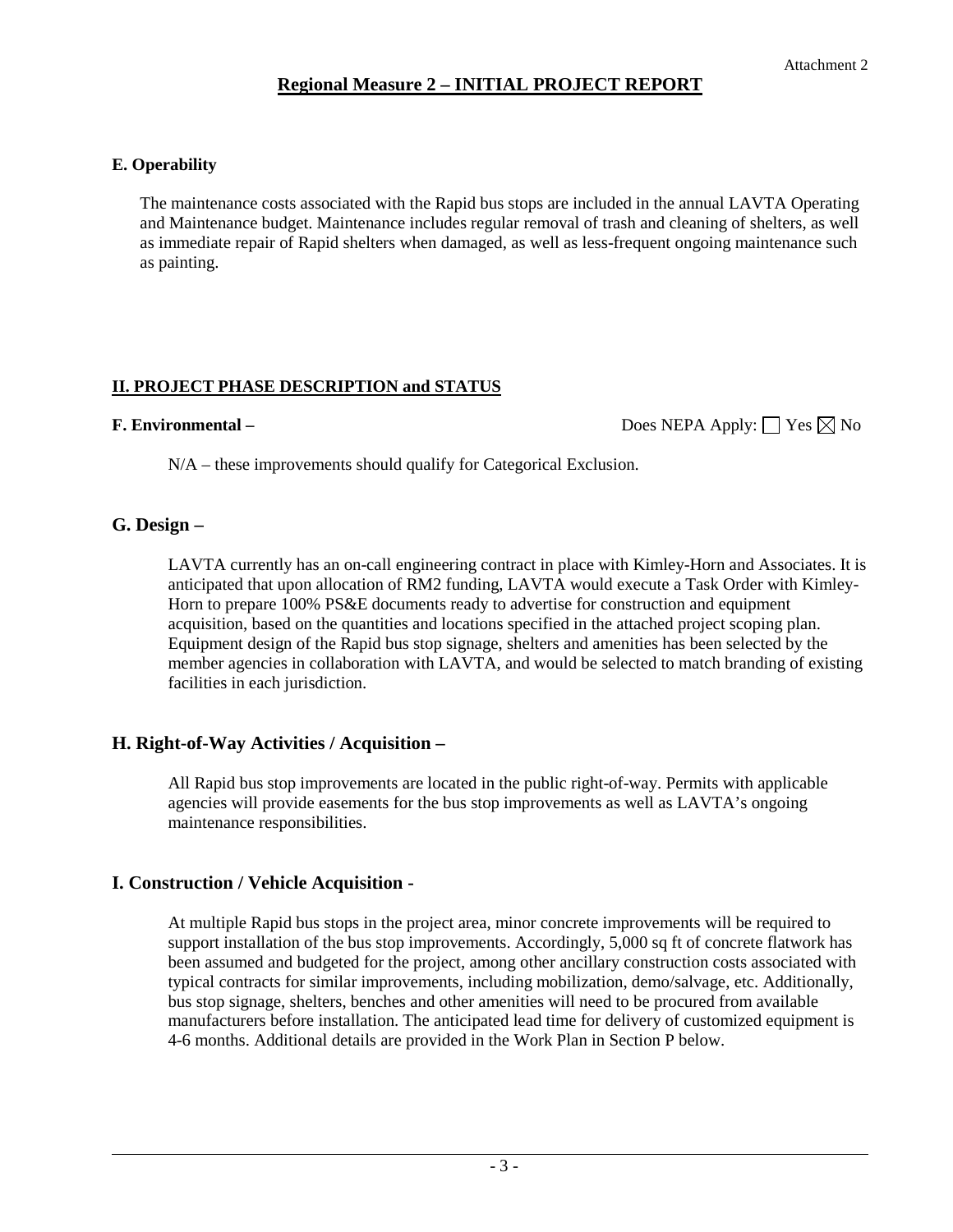Attachment 2

# Regional Measure 2 – INITIAL PROJECT REPORT

### E. Operability

The maintenance costs associated with the Rapid bus stops are included in the annual LAVTA Operating and Maintenance budget. Maintenance includes regular removal of trash and cleaning of shelters, as well as immediate repair of Rapid shelters when damaged, as well as less-frequent ongoing maintenance such as painting.

## II. PROJECT PHASE DESCRIPTION and STATUS

**F. Environmental –** Does NEPA Apply: ☐ Yes ☒ No

N/A – these improvements should qualify for Categorical Exclusion.

### G. Design –

LAVTA currently has an on-call engineering contract in place with Kimley-Horn and Associates. It is anticipated that upon allocation of RM2 funding, LAVTA would execute a Task Order with Kimley-Horn to prepare 100% PS&E documents ready to advertise for construction and equipment acquisition, based on the quantities and locations specified in the attached project scoping plan. Equipment design of the Rapid bus stop signage, shelters and amenities has been selected by the member agencies in collaboration with LAVTA, and would be selected to match branding of existing facilities in each jurisdiction.

### H. Right-of-Way Activities / Acquisition –

All Rapid bus stop improvements are located in the public right-of-way. Permits with applicable agencies will provide easements for the bus stop improvements as well as LAVTA's ongoing maintenance responsibilities.

### I. Construction / Vehicle Acquisition -

At multiple Rapid bus stops in the project area, minor concrete improvements will be required to support installation of the bus stop improvements. Accordingly, 5,000 sq ft of concrete flatwork has been assumed and budgeted for the project, among other ancillary construction costs associated with typical contracts for similar improvements, including mobilization, demo/salvage, etc. Additionally, bus stop signage, shelters, benches and other amenities will need to be procured from available manufacturers before installation. The anticipated lead time for delivery of customized equipment is 4-6 months. Additional details are provided in the Work Plan in Section P below.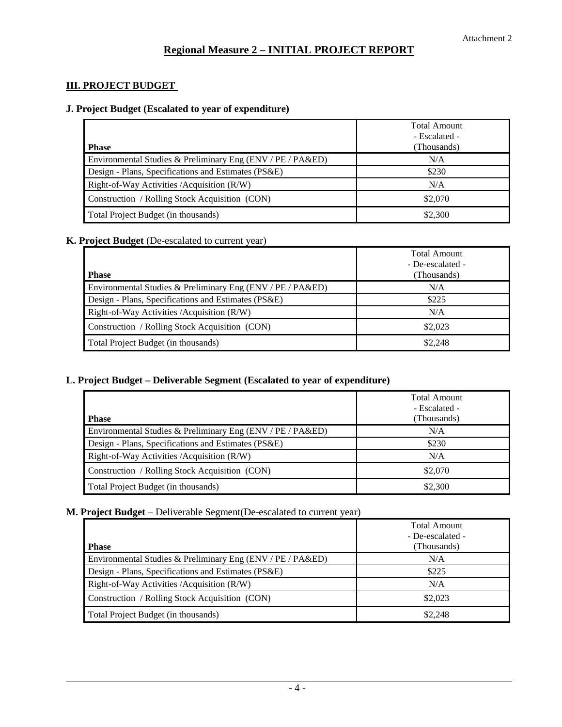Attachment 2

# Regional Measure 2 – INITIAL PROJECT REPORT

## III. PROJECT BUDGET

### J. Project Budget (Escalated to year of expenditure)

| Phase | Total Amount - Escalated - (Thousands) |
|---|---|
| Environmental Studies & Preliminary Eng (ENV / PE / PA&ED) | N/A |
| Design - Plans, Specifications and Estimates (PS&E) | $230 |
| Right-of-Way Activities /Acquisition (R/W) | N/A |
| Construction / Rolling Stock Acquisition (CON) | $2,070 |
| Total Project Budget (in thousands) | $2,300 |

### K. Project Budget (De-escalated to current year)

| Phase | Total Amount - De-escalated - (Thousands) |
|---|---|
| Environmental Studies & Preliminary Eng (ENV / PE / PA&ED) | N/A |
| Design - Plans, Specifications and Estimates (PS&E) | $225 |
| Right-of-Way Activities /Acquisition (R/W) | N/A |
| Construction / Rolling Stock Acquisition (CON) | $2,023 |
| Total Project Budget (in thousands) | $2,248 |

### L. Project Budget – Deliverable Segment (Escalated to year of expenditure)

| Phase | Total Amount - Escalated - (Thousands) |
|---|---|
| Environmental Studies & Preliminary Eng (ENV / PE / PA&ED) | N/A |
| Design - Plans, Specifications and Estimates (PS&E) | $230 |
| Right-of-Way Activities /Acquisition (R/W) | N/A |
| Construction / Rolling Stock Acquisition (CON) | $2,070 |
| Total Project Budget (in thousands) | $2,300 |

### M. Project Budget – Deliverable Segment(De-escalated to current year)

| Phase | Total Amount - De-escalated - (Thousands) |
|---|---|
| Environmental Studies & Preliminary Eng (ENV / PE / PA&ED) | N/A |
| Design - Plans, Specifications and Estimates (PS&E) | $225 |
| Right-of-Way Activities /Acquisition (R/W) | N/A |
| Construction / Rolling Stock Acquisition (CON) | $2,023 |
| Total Project Budget (in thousands) | $2,248 |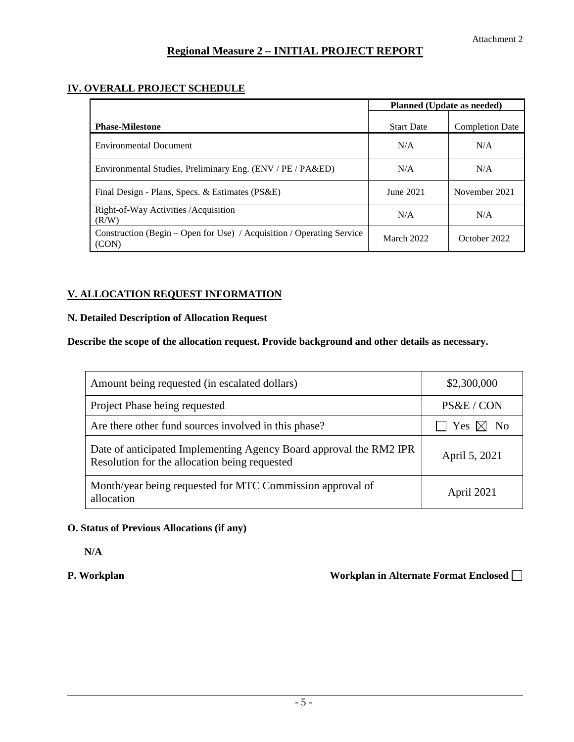Attachment 2

# Regional Measure 2 – INITIAL PROJECT REPORT

## IV. OVERALL PROJECT SCHEDULE

| | Planned (Update as needed) | |
|---|---|---|
| **Phase-Milestone** | Start Date | Completion Date |
| Environmental Document | N/A | N/A |
| Environmental Studies, Preliminary Eng. (ENV / PE / PA&ED) | N/A | N/A |
| Final Design - Plans, Specs. & Estimates (PS&E) | June 2021 | November 2021 |
| Right-of-Way Activities /Acquisition (R/W) | N/A | N/A |
| Construction (Begin – Open for Use) / Acquisition / Operating Service (CON) | March 2022 | October 2022 |

## V. ALLOCATION REQUEST INFORMATION

### N. Detailed Description of Allocation Request

**Describe the scope of the allocation request. Provide background and other details as necessary.**

| | |
|---|---|
| Amount being requested (in escalated dollars) | $2,300,000 |
| Project Phase being requested | PS&E / CON |
| Are there other fund sources involved in this phase? | ☐ Yes ☒ No |
| Date of anticipated Implementing Agency Board approval the RM2 IPR Resolution for the allocation being requested | April 5, 2021 |
| Month/year being requested for MTC Commission approval of allocation | April 2021 |

### O. Status of Previous Allocations (if any)

**N/A**

**P. Workplan** **Workplan in Alternate Format Enclosed ☐**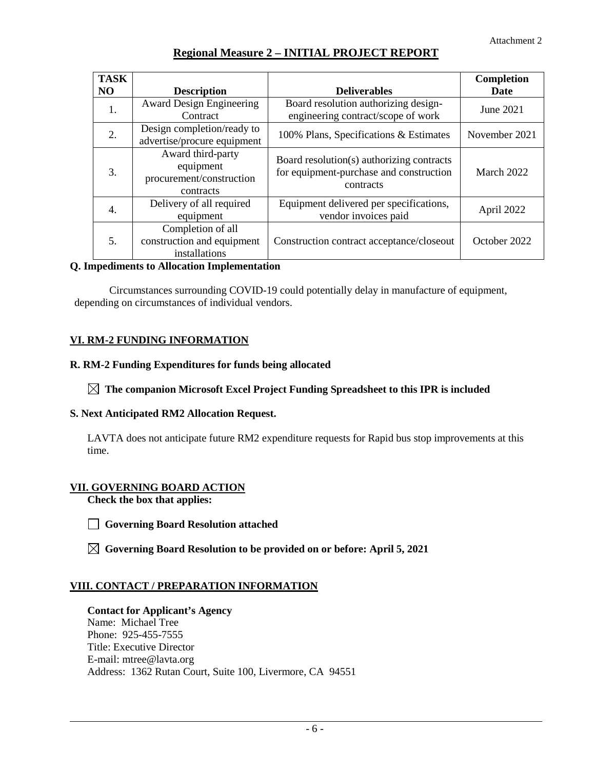Attachment 2

# Regional Measure 2 – INITIAL PROJECT REPORT

| TASK NO | Description | Deliverables | Completion Date |
|---|---|---|---|
| 1. | Award Design Engineering Contract | Board resolution authorizing design-engineering contract/scope of work | June 2021 |
| 2. | Design completion/ready to advertise/procure equipment | 100% Plans, Specifications & Estimates | November 2021 |
| 3. | Award third-party equipment procurement/construction contracts | Board resolution(s) authorizing contracts for equipment-purchase and construction contracts | March 2022 |
| 4. | Delivery of all required equipment | Equipment delivered per specifications, vendor invoices paid | April 2022 |
| 5. | Completion of all construction and equipment installations | Construction contract acceptance/closeout | October 2022 |

**Q. Impediments to Allocation Implementation**

Circumstances surrounding COVID-19 could potentially delay in manufacture of equipment, depending on circumstances of individual vendors.

## VI. RM-2 FUNDING INFORMATION

**R. RM-2 Funding Expenditures for funds being allocated**

☒ **The companion Microsoft Excel Project Funding Spreadsheet to this IPR is included**

**S. Next Anticipated RM2 Allocation Request.**

LAVTA does not anticipate future RM2 expenditure requests for Rapid bus stop improvements at this time.

## VII. GOVERNING BOARD ACTION

**Check the box that applies:**

☐ **Governing Board Resolution attached**

☒ **Governing Board Resolution to be provided on or before: April 5, 2021**

## VIII. CONTACT / PREPARATION INFORMATION

**Contact for Applicant's Agency**
Name: Michael Tree
Phone: 925-455-7555
Title: Executive Director
E-mail: mtree@lavta.org
Address: 1362 Rutan Court, Suite 100, Livermore, CA 94551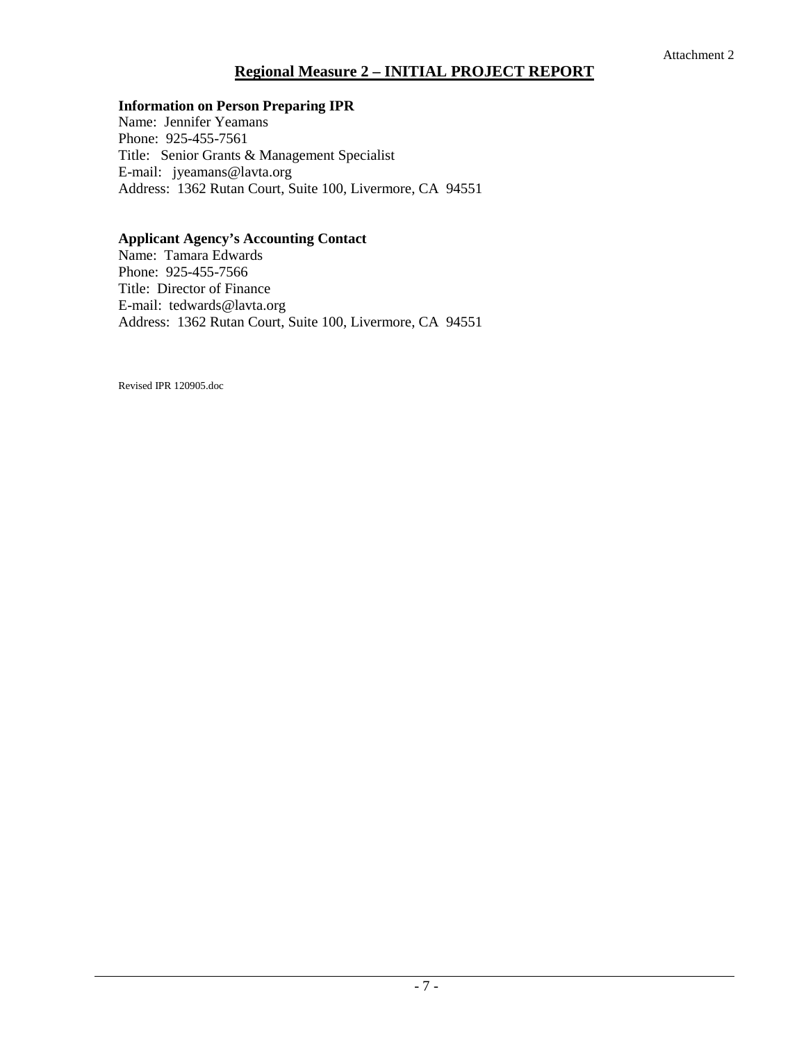Attachment 2

## Regional Measure 2 – INITIAL PROJECT REPORT

**Information on Person Preparing IPR**
Name: Jennifer Yeamans
Phone: 925-455-7561
Title: Senior Grants & Management Specialist
E-mail: jyeamans@lavta.org
Address: 1362 Rutan Court, Suite 100, Livermore, CA 94551

**Applicant Agency's Accounting Contact**
Name: Tamara Edwards
Phone: 925-455-7566
Title: Director of Finance
E-mail: tedwards@lavta.org
Address: 1362 Rutan Court, Suite 100, Livermore, CA 94551

Revised IPR 120905.doc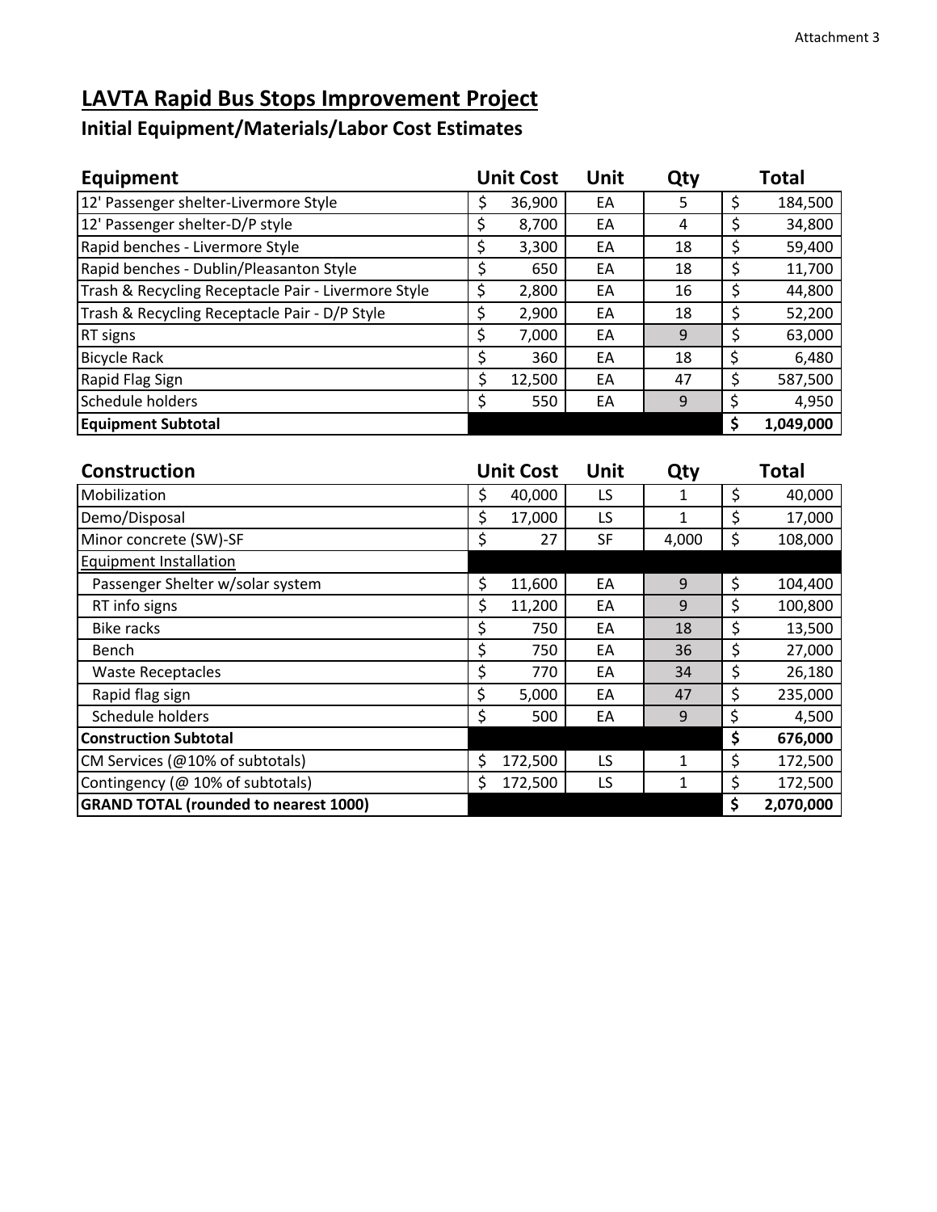Attachment 3

# LAVTA Rapid Bus Stops Improvement Project

## Initial Equipment/Materials/Labor Cost Estimates

| Equipment | Unit Cost | Unit | Qty | Total |
|---|---|---|---|---|
| 12' Passenger shelter-Livermore Style | $ 36,900 | EA | 5 | $ 184,500 |
| 12' Passenger shelter-D/P style | $ 8,700 | EA | 4 | $ 34,800 |
| Rapid benches - Livermore Style | $ 3,300 | EA | 18 | $ 59,400 |
| Rapid benches - Dublin/Pleasanton Style | $ 650 | EA | 18 | $ 11,700 |
| Trash & Recycling Receptacle Pair - Livermore Style | $ 2,800 | EA | 16 | $ 44,800 |
| Trash & Recycling Receptacle Pair - D/P Style | $ 2,900 | EA | 18 | $ 52,200 |
| RT signs | $ 7,000 | EA | 9 | $ 63,000 |
| Bicycle Rack | $ 360 | EA | 18 | $ 6,480 |
| Rapid Flag Sign | $ 12,500 | EA | 47 | $ 587,500 |
| Schedule holders | $ 550 | EA | 9 | $ 4,950 |
| **Equipment Subtotal** | | | | **$ 1,049,000** |

| Construction | Unit Cost | Unit | Qty | Total |
|---|---|---|---|---|
| Mobilization | $ 40,000 | LS | 1 | $ 40,000 |
| Demo/Disposal | $ 17,000 | LS | 1 | $ 17,000 |
| Minor concrete (SW)-SF | $ 27 | SF | 4,000 | $ 108,000 |
| Equipment Installation | | | | |
| Passenger Shelter w/solar system | $ 11,600 | EA | 9 | $ 104,400 |
| RT info signs | $ 11,200 | EA | 9 | $ 100,800 |
| Bike racks | $ 750 | EA | 18 | $ 13,500 |
| Bench | $ 750 | EA | 36 | $ 27,000 |
| Waste Receptacles | $ 770 | EA | 34 | $ 26,180 |
| Rapid flag sign | $ 5,000 | EA | 47 | $ 235,000 |
| Schedule holders | $ 500 | EA | 9 | $ 4,500 |
| **Construction Subtotal** | | | | **$ 676,000** |
| CM Services (@10% of subtotals) | $ 172,500 | LS | 1 | $ 172,500 |
| Contingency (@ 10% of subtotals) | $ 172,500 | LS | 1 | $ 172,500 |
| **GRAND TOTAL (rounded to nearest 1000)** | | | | **$ 2,070,000** |